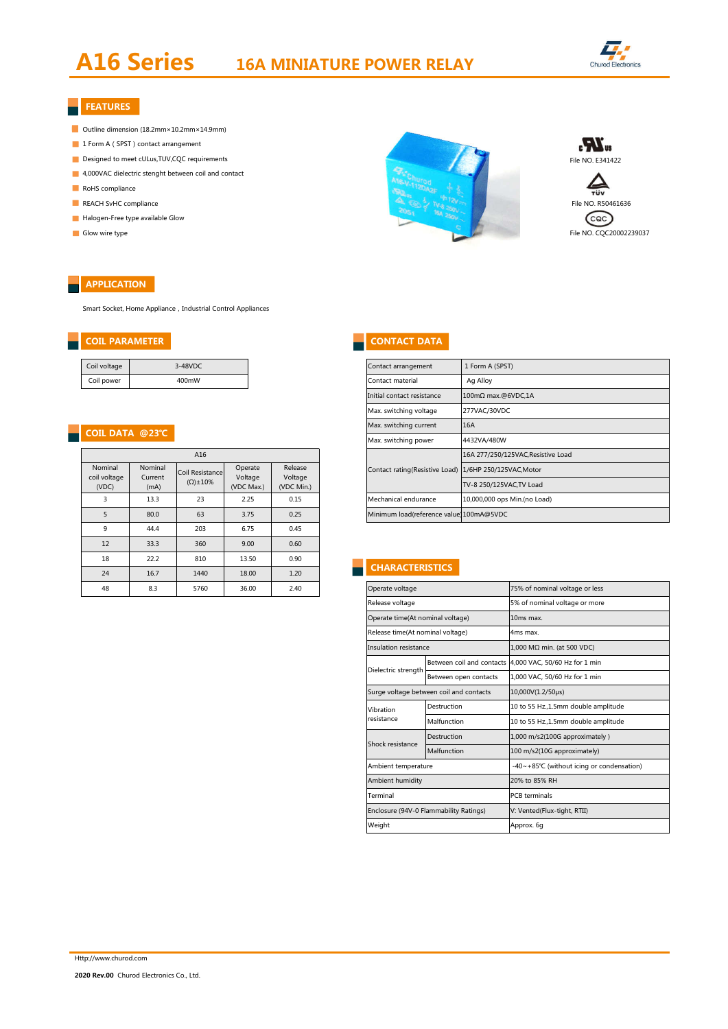# A16 Series 16A MINIATURE POWER RELAY

Churod Electronics

## FEATURES

- Outline dimension (18.2mm×10.2mm×14.9mm)
- 1 Form A ( SPST ) contact arrangement
- Designed to meet cULus,TUV,CQC requirements
- 4,000VAC dielectric stenght between coil and contact
- RoHS compliance
- REACH SvHC compliance
- Halogen-Free type available Glow
- Glow wire type

File NO. E341422

File NO. R50461636

File NO. CQC20002239037

## APPLICATION

Smart Socket, Home Appliance , Industrial Control Appliances

## COIL PARAMETER

| Coil voltage | 3-48VDC |
|---|---|
| Coil power | 400mW |

## COIL DATA @23℃

| A16 | | | | |
|---|---|---|---|---|
| Nominal coil voltage (VDC) | Nominal Current (mA) | Coil Resistance (Ω)±10% | Operate Voltage (VDC Max.) | Release Voltage (VDC Min.) |
| 3 | 13.3 | 23 | 2.25 | 0.15 |
| 5 | 80.0 | 63 | 3.75 | 0.25 |
| 9 | 44.4 | 203 | 6.75 | 0.45 |
| 12 | 33.3 | 360 | 9.00 | 0.60 |
| 18 | 22.2 | 810 | 13.50 | 0.90 |
| 24 | 16.7 | 1440 | 18.00 | 1.20 |
| 48 | 8.3 | 5760 | 36.00 | 2.40 |

## CONTACT DATA

| Contact arrangement | 1 Form A (SPST) |
|---|---|
| Contact material | Ag Alloy |
| Initial contact resistance | 100mΩ max.@6VDC,1A |
| Max. switching voltage | 277VAC/30VDC |
| Max. switching current | 16A |
| Max. switching power | 4432VA/480W |
| Contact rating(Resistive Load) | 16A 277/250/125VAC,Resistive Load |
| | 1/6HP 250/125VAC,Motor |
| | TV-8 250/125VAC,TV Load |
| Mechanical endurance | 10,000,000 ops Min.(no Load) |
| Minimum load(reference value) | 100mA@5VDC |

## CHARACTERISTICS

| Operate voltage | | 75% of nominal voltage or less |
|---|---|---|
| Release voltage | | 5% of nominal voltage or more |
| Operate time(At nominal voltage) | | 10ms max. |
| Release time(At nominal voltage) | | 4ms max. |
| Insulation resistance | | 1,000 MΩ min. (at 500 VDC) |
| Dielectric strength | Between coil and contacts | 4,000 VAC, 50/60 Hz for 1 min |
| | Between open contacts | 1,000 VAC, 50/60 Hz for 1 min |
| Surge voltage between coil and contacts | | 10,000V(1.2/50μs) |
| Vibration resistance | Destruction | 10 to 55 Hz.,1.5mm double amplitude |
| | Malfunction | 10 to 55 Hz.,1.5mm double amplitude |
| Shock resistance | Destruction | 1,000 m/s2(100G approximately ) |
| | Malfunction | 100 m/s2(10G approximately) |
| Ambient temperature | | -40~+85℃ (without icing or condensation) |
| Ambient humidity | | 20% to 85% RH |
| Terminal | | PCB terminals |
| Enclosure (94V-0 Flammability Ratings) | | V: Vented(Flux-tight, RTII) |
| Weight | | Approx. 6g |

Http://www.churod.com

**2020 Rev.00** Churod Electronics Co., Ltd.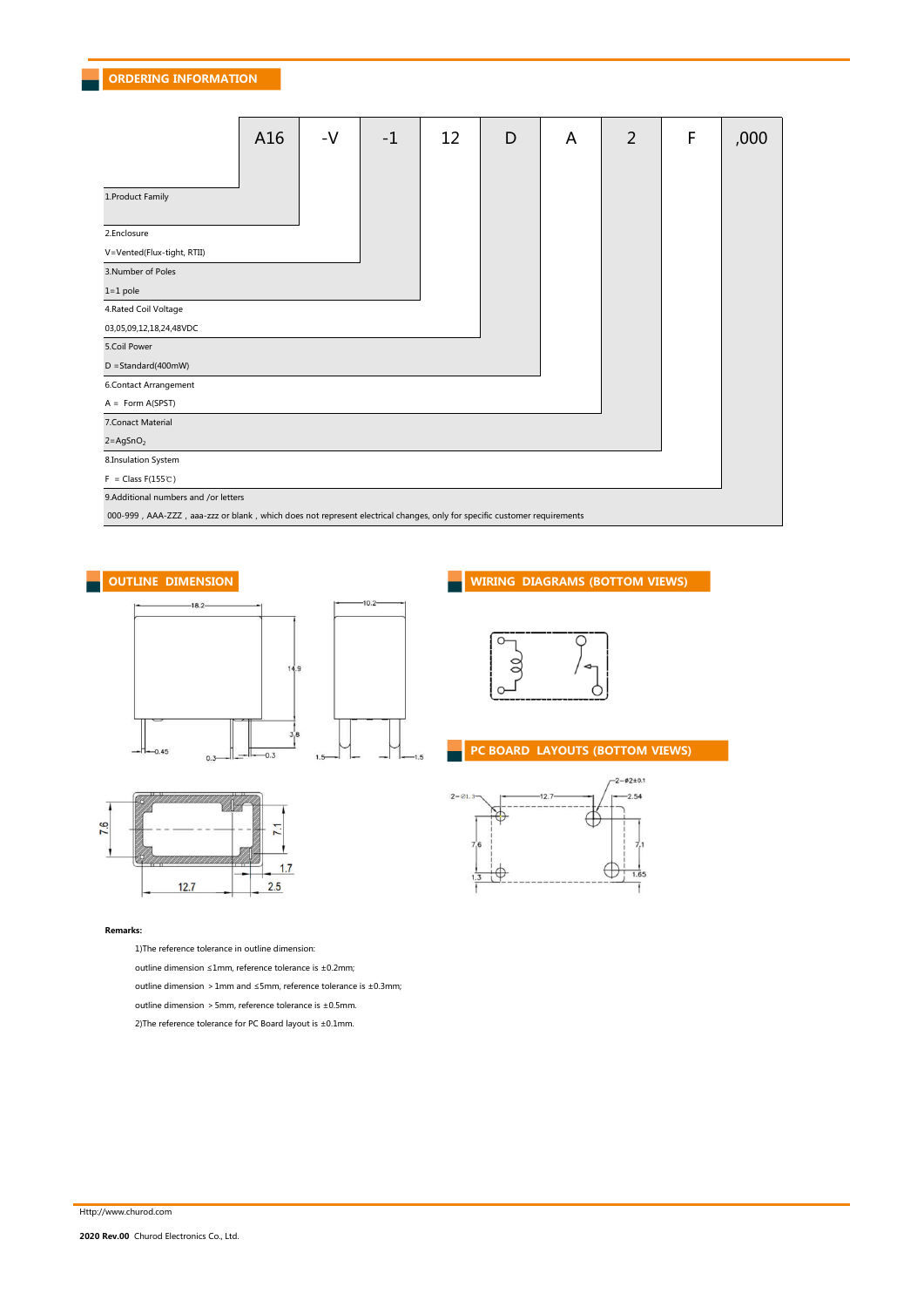## ORDERING INFORMATION

| A16 | -V | -1 | 12 | D | A | 2 | F | ,000 |
|---|---|---|---|---|---|---|---|---|

1.Product Family

2.Enclosure
V=Vented(Flux-tight, RTII)

3.Number of Poles
1=1 pole

4.Rated Coil Voltage
03,05,09,12,18,24,48VDC

5.Coil Power
D =Standard(400mW)

6.Contact Arrangement
A = Form A(SPST)

7.Conact Material
2=$AgSnO_2$

8.Insulation System
F = Class F(155℃)

9.Additional numbers and /or letters
000-999，AAA-ZZZ，aaa-zzz or blank，which does not represent electrical changes, only for specific customer requirements

## OUTLINE DIMENSION

## WIRING DIAGRAMS (BOTTOM VIEWS)

## PC BOARD LAYOUTS (BOTTOM VIEWS)

**Remarks:**

1)The reference tolerance in outline dimension:

outline dimension ≤1mm, reference tolerance is ±0.2mm;

outline dimension ＞1mm and ≤5mm, reference tolerance is ±0.3mm;

outline dimension ＞5mm, reference tolerance is ±0.5mm.

2)The reference tolerance for PC Board layout is ±0.1mm.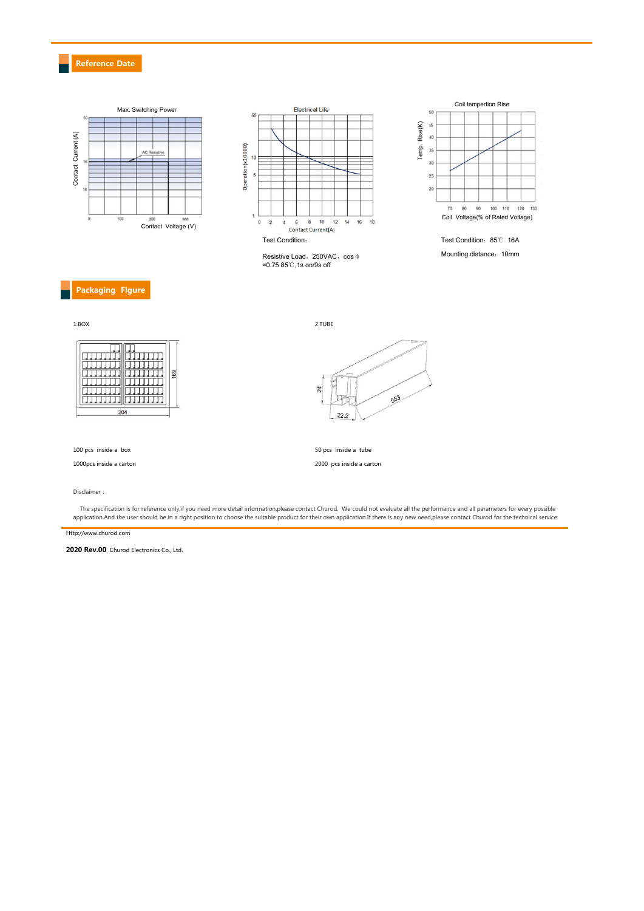## Reference Date

Max. Switching Power

Contact Current (A)

50

16

10

AC Resistive

0 100 200 300

Contact Voltage (V)

Electrical Life

Operation(x10000)

50

10

5

1

0 2 4 6 8 10 12 14 16 18

Contact Current(A)

Test Condition:

Resistive Load, 250VAC, cos ф =0.75 85℃,1s on/9s off

Coil tempertion Rise

Temp. Rise(K)

50 45 40 35 30 25 20

70 80 90 100 110 120 130

Coil Voltage(% of Rated Voltage)

Test Condition: 85℃ 16A

Mounting distance: 10mm

## Packaging FIgure

1.BOX

169

204

100 pcs inside a box

1000pcs inside a carton

2.TUBE

24

22.2

553

50 pcs inside a tube

2000 pcs inside a carton

Disclaimer :

The specification is for reference only,if you need more detail information,please contact Churod. We could not evaluate all the performance and all parameters for every possible application.And the user should be in a right position to choose the suitable product for their own application.If there is any new need,please contact Churod for the technical service.

Http://www.churod.com

**2020 Rev.00** Churod Electronics Co., Ltd.